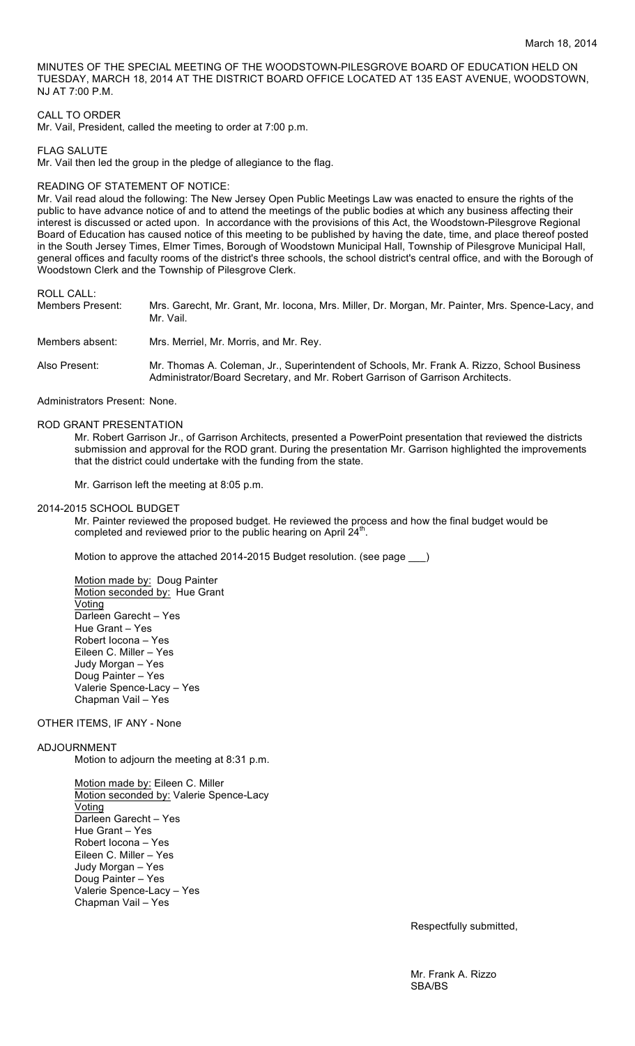MINUTES OF THE SPECIAL MEETING OF THE WOODSTOWN-PILESGROVE BOARD OF EDUCATION HELD ON TUESDAY, MARCH 18, 2014 AT THE DISTRICT BOARD OFFICE LOCATED AT 135 EAST AVENUE, WOODSTOWN, NJ AT 7:00 P.M.

CALL TO ORDER

Mr. Vail, President, called the meeting to order at 7:00 p.m.

FLAG SALUTE

Mr. Vail then led the group in the pledge of allegiance to the flag.

READING OF STATEMENT OF NOTICE:

Mr. Vail read aloud the following: The New Jersey Open Public Meetings Law was enacted to ensure the rights of the public to have advance notice of and to attend the meetings of the public bodies at which any business affecting their interest is discussed or acted upon. In accordance with the provisions of this Act, the Woodstown-Pilesgrove Regional Board of Education has caused notice of this meeting to be published by having the date, time, and place thereof posted in the South Jersey Times, Elmer Times, Borough of Woodstown Municipal Hall, Township of Pilesgrove Municipal Hall, general offices and faculty rooms of the district's three schools, the school district's central office, and with the Borough of Woodstown Clerk and the Township of Pilesgrove Clerk.

ROLL CALL:

| | |
|---|---|
| Members Present: | Mrs. Garecht, Mr. Grant, Mr. Iocona, Mrs. Miller, Dr. Morgan, Mr. Painter, Mrs. Spence-Lacy, and Mr. Vail. |
| Members absent: | Mrs. Merriel, Mr. Morris, and Mr. Rey. |
| Also Present: | Mr. Thomas A. Coleman, Jr., Superintendent of Schools, Mr. Frank A. Rizzo, School Business Administrator/Board Secretary, and Mr. Robert Garrison of Garrison Architects. |

Administrators Present: None.

ROD GRANT PRESENTATION

Mr. Robert Garrison Jr., of Garrison Architects, presented a PowerPoint presentation that reviewed the districts submission and approval for the ROD grant. During the presentation Mr. Garrison highlighted the improvements that the district could undertake with the funding from the state.

Mr. Garrison left the meeting at 8:05 p.m.

2014-2015 SCHOOL BUDGET

Mr. Painter reviewed the proposed budget. He reviewed the process and how the final budget would be completed and reviewed prior to the public hearing on April 24th.

Motion to approve the attached 2014-2015 Budget resolution. (see page ___)

Motion made by: Doug Painter
Motion seconded by: Hue Grant
Voting
Darleen Garecht – Yes
Hue Grant – Yes
Robert Iocona – Yes
Eileen C. Miller – Yes
Judy Morgan – Yes
Doug Painter – Yes
Valerie Spence-Lacy – Yes
Chapman Vail – Yes

OTHER ITEMS, IF ANY - None

ADJOURNMENT

Motion to adjourn the meeting at 8:31 p.m.

Motion made by: Eileen C. Miller
Motion seconded by: Valerie Spence-Lacy
Voting
Darleen Garecht – Yes
Hue Grant – Yes
Robert Iocona – Yes
Eileen C. Miller – Yes
Judy Morgan – Yes
Doug Painter – Yes
Valerie Spence-Lacy – Yes
Chapman Vail – Yes

Respectfully submitted,

Mr. Frank A. Rizzo
SBA/BS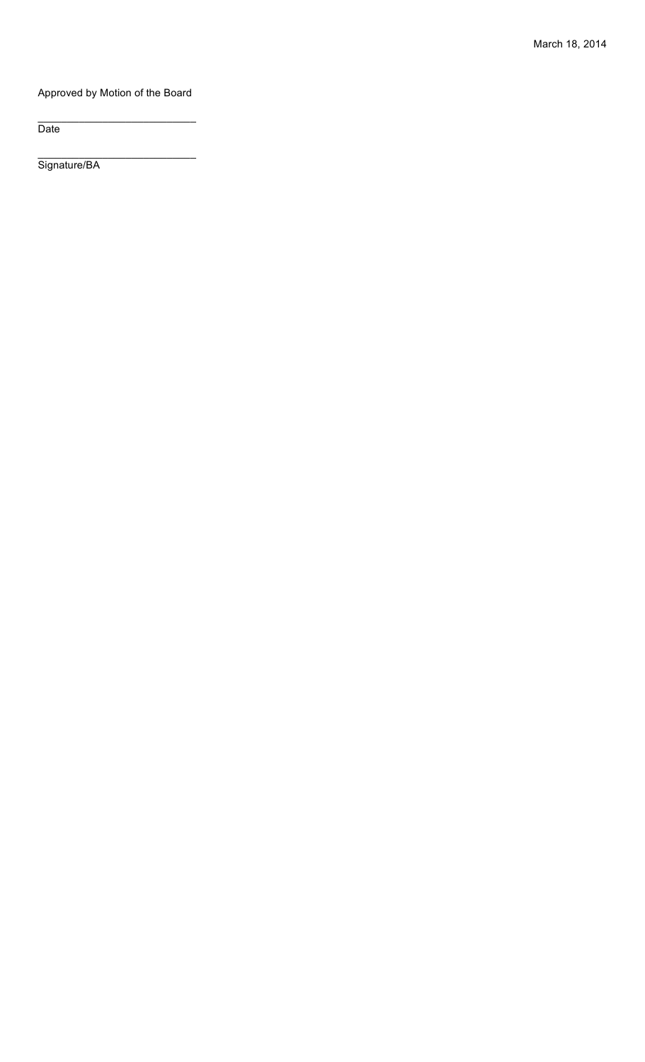March 18, 2014

Approved by Motion of the Board

\_\_\_\_\_\_\_\_\_\_\_\_\_\_\_\_\_\_\_\_\_\_\_\_\_\_\_\_

Date

\_\_\_\_\_\_\_\_\_\_\_\_\_\_\_\_\_\_\_\_\_\_\_\_\_\_\_\_

Signature/BA